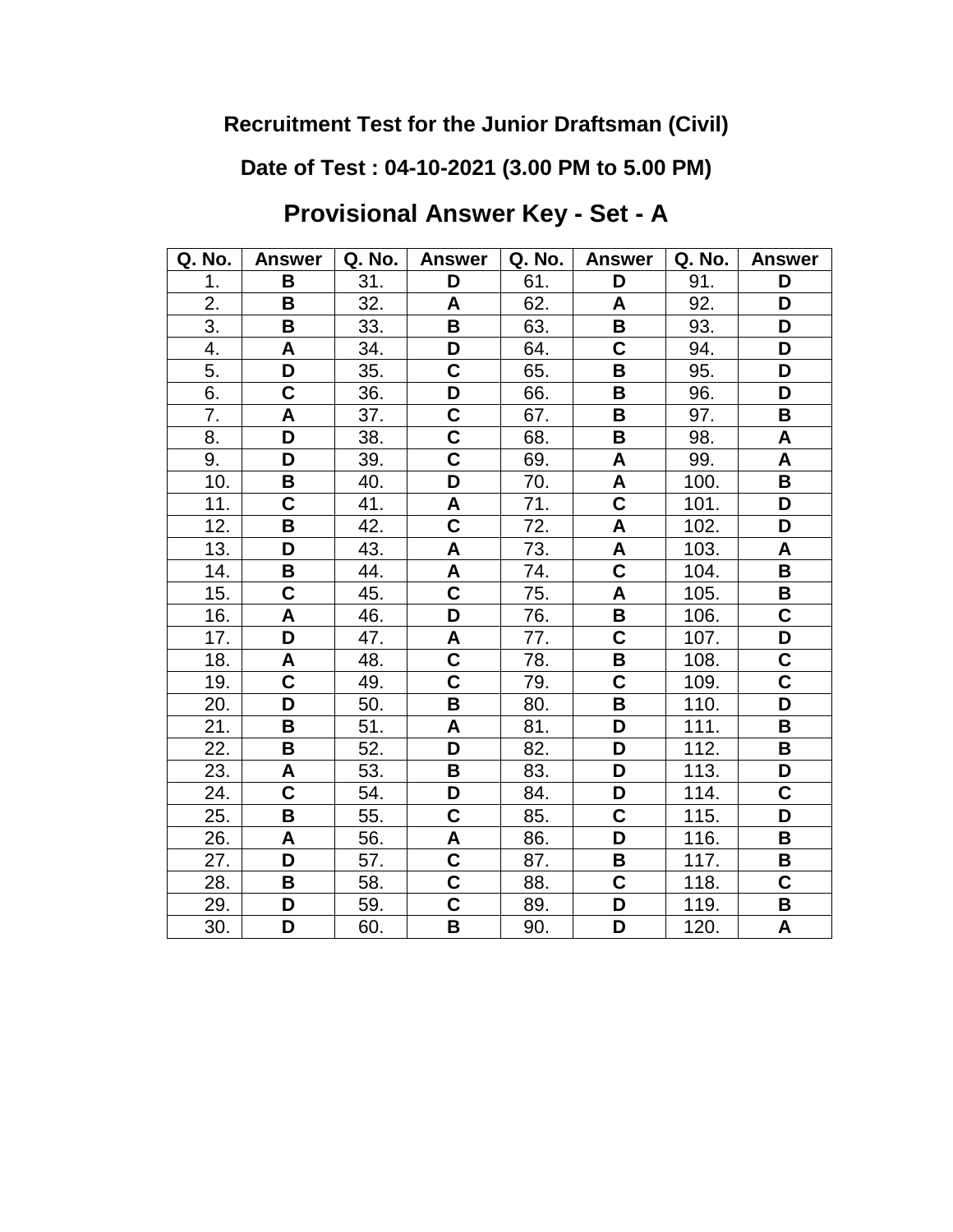**Recruitment Test for the Junior Draftsman (Civil)**

**Date of Test : 04-10-2021 (3.00 PM to 5.00 PM)**

## Provisional Answer Key - Set - A

| Q. No. | Answer | Q. No. | Answer | Q. No. | Answer | Q. No. | Answer |
|---|---|---|---|---|---|---|---|
| 1. | B | 31. | D | 61. | D | 91. | D |
| 2. | B | 32. | A | 62. | A | 92. | D |
| 3. | B | 33. | B | 63. | B | 93. | D |
| 4. | A | 34. | D | 64. | C | 94. | D |
| 5. | D | 35. | C | 65. | B | 95. | D |
| 6. | C | 36. | D | 66. | B | 96. | D |
| 7. | A | 37. | C | 67. | B | 97. | B |
| 8. | D | 38. | C | 68. | B | 98. | A |
| 9. | D | 39. | C | 69. | A | 99. | A |
| 10. | B | 40. | D | 70. | A | 100. | B |
| 11. | C | 41. | A | 71. | C | 101. | D |
| 12. | B | 42. | C | 72. | A | 102. | D |
| 13. | D | 43. | A | 73. | A | 103. | A |
| 14. | B | 44. | A | 74. | C | 104. | B |
| 15. | C | 45. | C | 75. | A | 105. | B |
| 16. | A | 46. | D | 76. | B | 106. | C |
| 17. | D | 47. | A | 77. | C | 107. | D |
| 18. | A | 48. | C | 78. | B | 108. | C |
| 19. | C | 49. | C | 79. | C | 109. | C |
| 20. | D | 50. | B | 80. | B | 110. | D |
| 21. | B | 51. | A | 81. | D | 111. | B |
| 22. | B | 52. | D | 82. | D | 112. | B |
| 23. | A | 53. | B | 83. | D | 113. | D |
| 24. | C | 54. | D | 84. | D | 114. | C |
| 25. | B | 55. | C | 85. | C | 115. | D |
| 26. | A | 56. | A | 86. | D | 116. | B |
| 27. | D | 57. | C | 87. | B | 117. | B |
| 28. | B | 58. | C | 88. | C | 118. | C |
| 29. | D | 59. | C | 89. | D | 119. | B |
| 30. | D | 60. | B | 90. | D | 120. | A |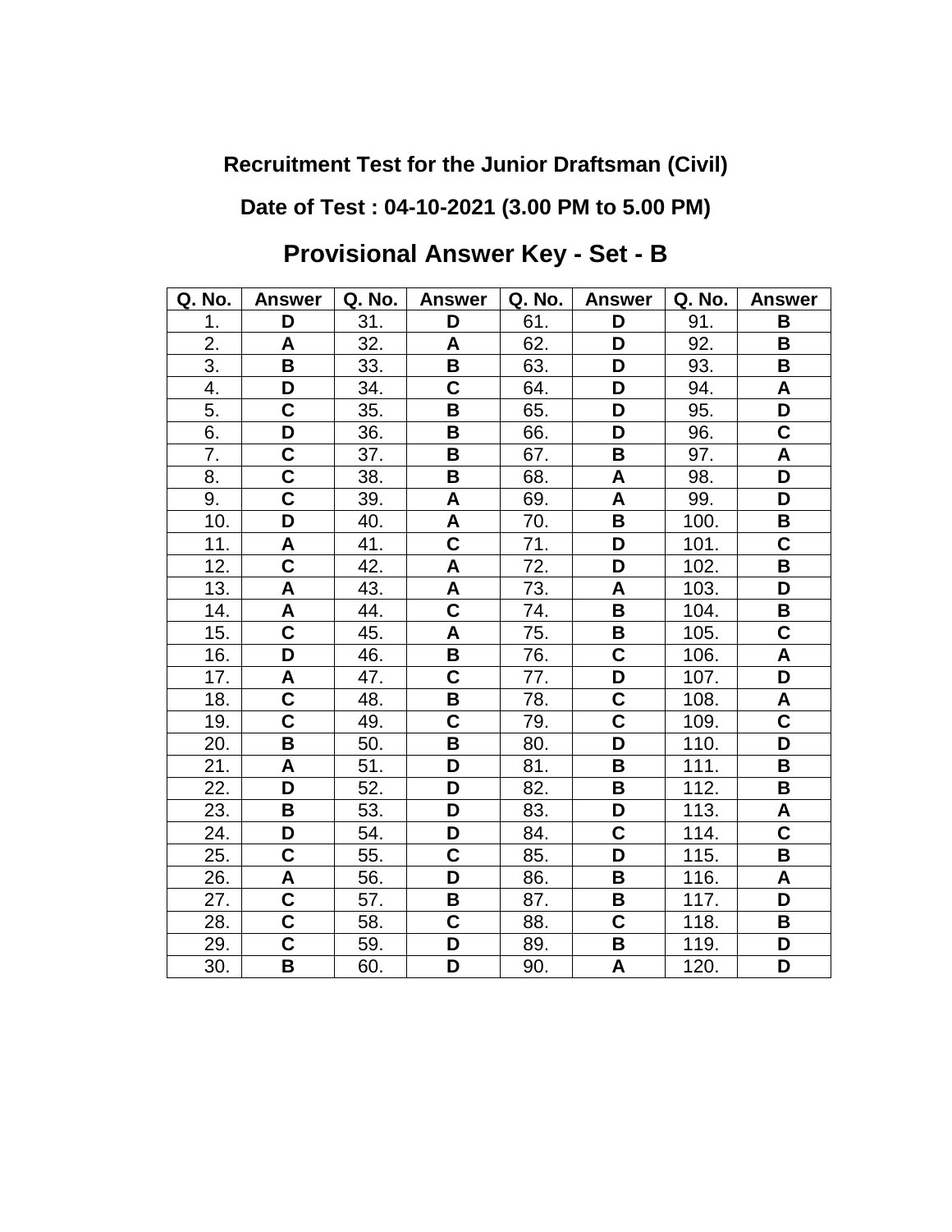**Recruitment Test for the Junior Draftsman (Civil)**

**Date of Test : 04-10-2021 (3.00 PM to 5.00 PM)**

## Provisional Answer Key - Set - B

| Q. No. | Answer | Q. No. | Answer | Q. No. | Answer | Q. No. | Answer |
|---|---|---|---|---|---|---|---|
| 1. | **D** | 31. | **D** | 61. | **D** | 91. | **B** |
| 2. | **A** | 32. | **A** | 62. | **D** | 92. | **B** |
| 3. | **B** | 33. | **B** | 63. | **D** | 93. | **B** |
| 4. | **D** | 34. | **C** | 64. | **D** | 94. | **A** |
| 5. | **C** | 35. | **B** | 65. | **D** | 95. | **D** |
| 6. | **D** | 36. | **B** | 66. | **D** | 96. | **C** |
| 7. | **C** | 37. | **B** | 67. | **B** | 97. | **A** |
| 8. | **C** | 38. | **B** | 68. | **A** | 98. | **D** |
| 9. | **C** | 39. | **A** | 69. | **A** | 99. | **D** |
| 10. | **D** | 40. | **A** | 70. | **B** | 100. | **B** |
| 11. | **A** | 41. | **C** | 71. | **D** | 101. | **C** |
| 12. | **C** | 42. | **A** | 72. | **D** | 102. | **B** |
| 13. | **A** | 43. | **A** | 73. | **A** | 103. | **D** |
| 14. | **A** | 44. | **C** | 74. | **B** | 104. | **B** |
| 15. | **C** | 45. | **A** | 75. | **B** | 105. | **C** |
| 16. | **D** | 46. | **B** | 76. | **C** | 106. | **A** |
| 17. | **A** | 47. | **C** | 77. | **D** | 107. | **D** |
| 18. | **C** | 48. | **B** | 78. | **C** | 108. | **A** |
| 19. | **C** | 49. | **C** | 79. | **C** | 109. | **C** |
| 20. | **B** | 50. | **B** | 80. | **D** | 110. | **D** |
| 21. | **A** | 51. | **D** | 81. | **B** | 111. | **B** |
| 22. | **D** | 52. | **D** | 82. | **B** | 112. | **B** |
| 23. | **B** | 53. | **D** | 83. | **D** | 113. | **A** |
| 24. | **D** | 54. | **D** | 84. | **C** | 114. | **C** |
| 25. | **C** | 55. | **C** | 85. | **D** | 115. | **B** |
| 26. | **A** | 56. | **D** | 86. | **B** | 116. | **A** |
| 27. | **C** | 57. | **B** | 87. | **B** | 117. | **D** |
| 28. | **C** | 58. | **C** | 88. | **C** | 118. | **B** |
| 29. | **C** | 59. | **D** | 89. | **B** | 119. | **D** |
| 30. | **B** | 60. | **D** | 90. | **A** | 120. | **D** |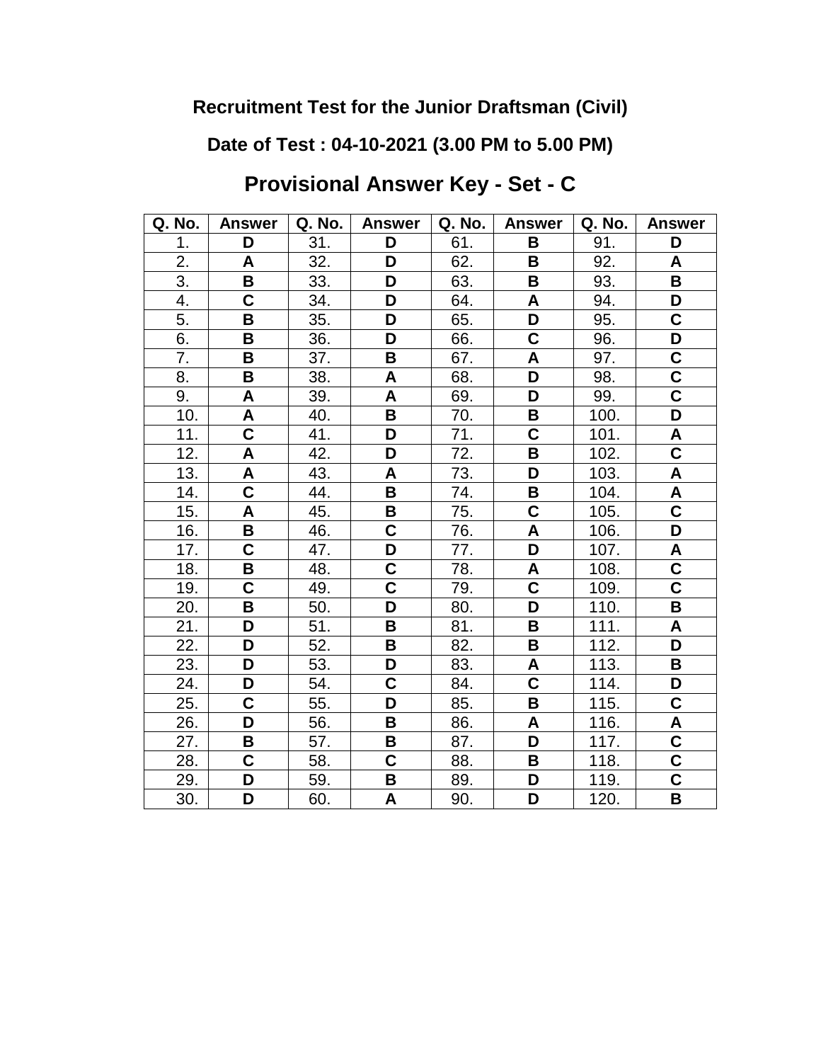**Recruitment Test for the Junior Draftsman (Civil)**

**Date of Test : 04-10-2021 (3.00 PM to 5.00 PM)**

## Provisional Answer Key - Set - C

| Q. No. | Answer | Q. No. | Answer | Q. No. | Answer | Q. No. | Answer |
|---|---|---|---|---|---|---|---|
| 1. | **D** | 31. | **D** | 61. | **B** | 91. | **D** |
| 2. | **A** | 32. | **D** | 62. | **B** | 92. | **A** |
| 3. | **B** | 33. | **D** | 63. | **B** | 93. | **B** |
| 4. | **C** | 34. | **D** | 64. | **A** | 94. | **D** |
| 5. | **B** | 35. | **D** | 65. | **D** | 95. | **C** |
| 6. | **B** | 36. | **D** | 66. | **C** | 96. | **D** |
| 7. | **B** | 37. | **B** | 67. | **A** | 97. | **C** |
| 8. | **B** | 38. | **A** | 68. | **D** | 98. | **C** |
| 9. | **A** | 39. | **A** | 69. | **D** | 99. | **C** |
| 10. | **A** | 40. | **B** | 70. | **B** | 100. | **D** |
| 11. | **C** | 41. | **D** | 71. | **C** | 101. | **A** |
| 12. | **A** | 42. | **D** | 72. | **B** | 102. | **C** |
| 13. | **A** | 43. | **A** | 73. | **D** | 103. | **A** |
| 14. | **C** | 44. | **B** | 74. | **B** | 104. | **A** |
| 15. | **A** | 45. | **B** | 75. | **C** | 105. | **C** |
| 16. | **B** | 46. | **C** | 76. | **A** | 106. | **D** |
| 17. | **C** | 47. | **D** | 77. | **D** | 107. | **A** |
| 18. | **B** | 48. | **C** | 78. | **A** | 108. | **C** |
| 19. | **C** | 49. | **C** | 79. | **C** | 109. | **C** |
| 20. | **B** | 50. | **D** | 80. | **D** | 110. | **B** |
| 21. | **D** | 51. | **B** | 81. | **B** | 111. | **A** |
| 22. | **D** | 52. | **B** | 82. | **B** | 112. | **D** |
| 23. | **D** | 53. | **D** | 83. | **A** | 113. | **B** |
| 24. | **D** | 54. | **C** | 84. | **C** | 114. | **D** |
| 25. | **C** | 55. | **D** | 85. | **B** | 115. | **C** |
| 26. | **D** | 56. | **B** | 86. | **A** | 116. | **A** |
| 27. | **B** | 57. | **B** | 87. | **D** | 117. | **C** |
| 28. | **C** | 58. | **C** | 88. | **B** | 118. | **C** |
| 29. | **D** | 59. | **B** | 89. | **D** | 119. | **C** |
| 30. | **D** | 60. | **A** | 90. | **D** | 120. | **B** |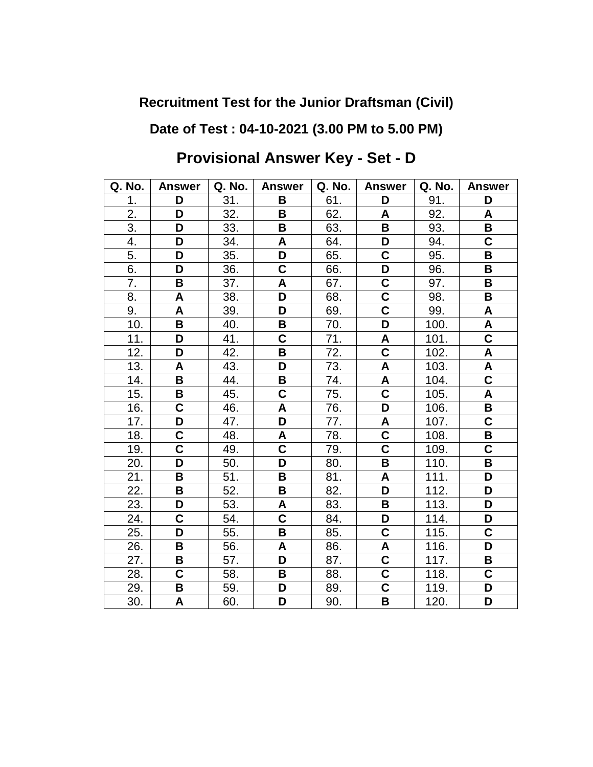**Recruitment Test for the Junior Draftsman (Civil)**

**Date of Test : 04-10-2021 (3.00 PM to 5.00 PM)**

## Provisional Answer Key - Set - D

| Q. No. | Answer | Q. No. | Answer | Q. No. | Answer | Q. No. | Answer |
|---|---|---|---|---|---|---|---|
| 1. | D | 31. | B | 61. | D | 91. | D |
| 2. | D | 32. | B | 62. | A | 92. | A |
| 3. | D | 33. | B | 63. | B | 93. | B |
| 4. | D | 34. | A | 64. | D | 94. | C |
| 5. | D | 35. | D | 65. | C | 95. | B |
| 6. | D | 36. | C | 66. | D | 96. | B |
| 7. | B | 37. | A | 67. | C | 97. | B |
| 8. | A | 38. | D | 68. | C | 98. | B |
| 9. | A | 39. | D | 69. | C | 99. | A |
| 10. | B | 40. | B | 70. | D | 100. | A |
| 11. | D | 41. | C | 71. | A | 101. | C |
| 12. | D | 42. | B | 72. | C | 102. | A |
| 13. | A | 43. | D | 73. | A | 103. | A |
| 14. | B | 44. | B | 74. | A | 104. | C |
| 15. | B | 45. | C | 75. | C | 105. | A |
| 16. | C | 46. | A | 76. | D | 106. | B |
| 17. | D | 47. | D | 77. | A | 107. | C |
| 18. | C | 48. | A | 78. | C | 108. | B |
| 19. | C | 49. | C | 79. | C | 109. | C |
| 20. | D | 50. | D | 80. | B | 110. | B |
| 21. | B | 51. | B | 81. | A | 111. | D |
| 22. | B | 52. | B | 82. | D | 112. | D |
| 23. | D | 53. | A | 83. | B | 113. | D |
| 24. | C | 54. | C | 84. | D | 114. | D |
| 25. | D | 55. | B | 85. | C | 115. | C |
| 26. | B | 56. | A | 86. | A | 116. | D |
| 27. | B | 57. | D | 87. | C | 117. | B |
| 28. | C | 58. | B | 88. | C | 118. | C |
| 29. | B | 59. | D | 89. | C | 119. | D |
| 30. | A | 60. | D | 90. | B | 120. | D |